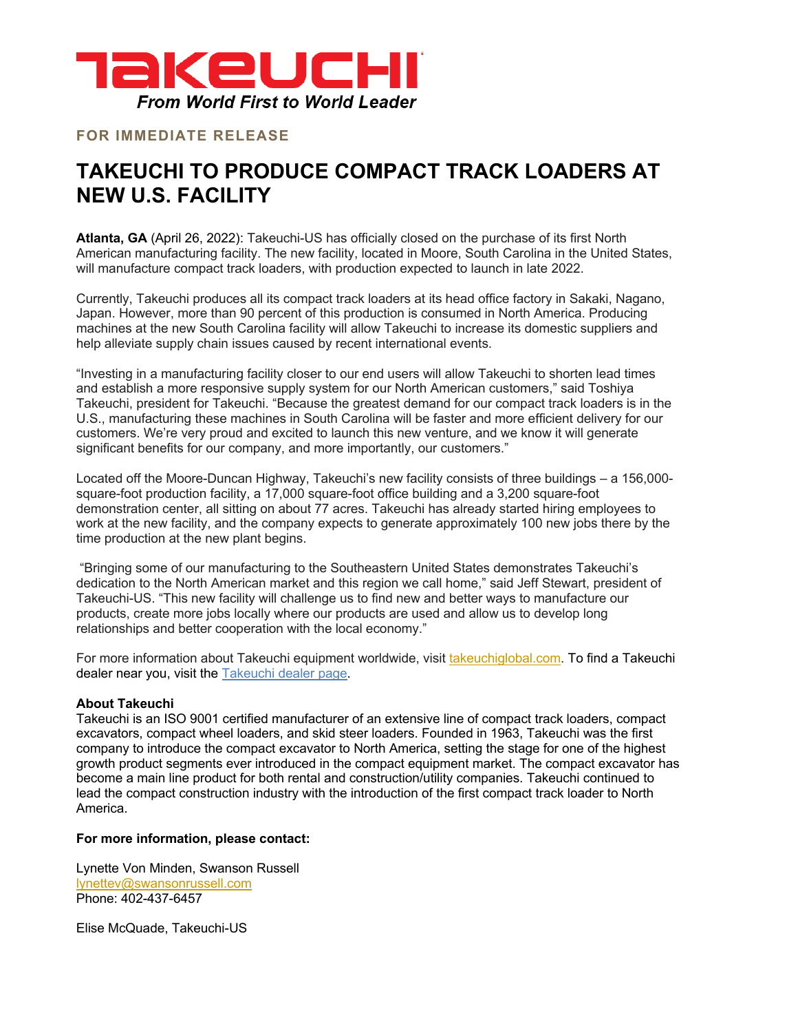**TAKEUCHI**

*From World First to World Leader*

**FOR IMMEDIATE RELEASE**

# TAKEUCHI TO PRODUCE COMPACT TRACK LOADERS AT NEW U.S. FACILITY

**Atlanta, GA** (April 26, 2022): Takeuchi-US has officially closed on the purchase of its first North American manufacturing facility. The new facility, located in Moore, South Carolina in the United States, will manufacture compact track loaders, with production expected to launch in late 2022.

Currently, Takeuchi produces all its compact track loaders at its head office factory in Sakaki, Nagano, Japan. However, more than 90 percent of this production is consumed in North America. Producing machines at the new South Carolina facility will allow Takeuchi to increase its domestic suppliers and help alleviate supply chain issues caused by recent international events.

"Investing in a manufacturing facility closer to our end users will allow Takeuchi to shorten lead times and establish a more responsive supply system for our North American customers," said Toshiya Takeuchi, president for Takeuchi. "Because the greatest demand for our compact track loaders is in the U.S., manufacturing these machines in South Carolina will be faster and more efficient delivery for our customers. We're very proud and excited to launch this new venture, and we know it will generate significant benefits for our company, and more importantly, our customers."

Located off the Moore-Duncan Highway, Takeuchi's new facility consists of three buildings – a 156,000-square-foot production facility, a 17,000 square-foot office building and a 3,200 square-foot demonstration center, all sitting on about 77 acres. Takeuchi has already started hiring employees to work at the new facility, and the company expects to generate approximately 100 new jobs there by the time production at the new plant begins.

"Bringing some of our manufacturing to the Southeastern United States demonstrates Takeuchi's dedication to the North American market and this region we call home," said Jeff Stewart, president of Takeuchi-US. "This new facility will challenge us to find new and better ways to manufacture our products, create more jobs locally where our products are used and allow us to develop long relationships and better cooperation with the local economy."

For more information about Takeuchi equipment worldwide, visit takeuchiglobal.com. To find a Takeuchi dealer near you, visit the Takeuchi dealer page.

**About Takeuchi**

Takeuchi is an ISO 9001 certified manufacturer of an extensive line of compact track loaders, compact excavators, compact wheel loaders, and skid steer loaders. Founded in 1963, Takeuchi was the first company to introduce the compact excavator to North America, setting the stage for one of the highest growth product segments ever introduced in the compact equipment market. The compact excavator has become a main line product for both rental and construction/utility companies. Takeuchi continued to lead the compact construction industry with the introduction of the first compact track loader to North America.

**For more information, please contact:**

Lynette Von Minden, Swanson Russell
lynettev@swansonrussell.com
Phone: 402-437-6457

Elise McQuade, Takeuchi-US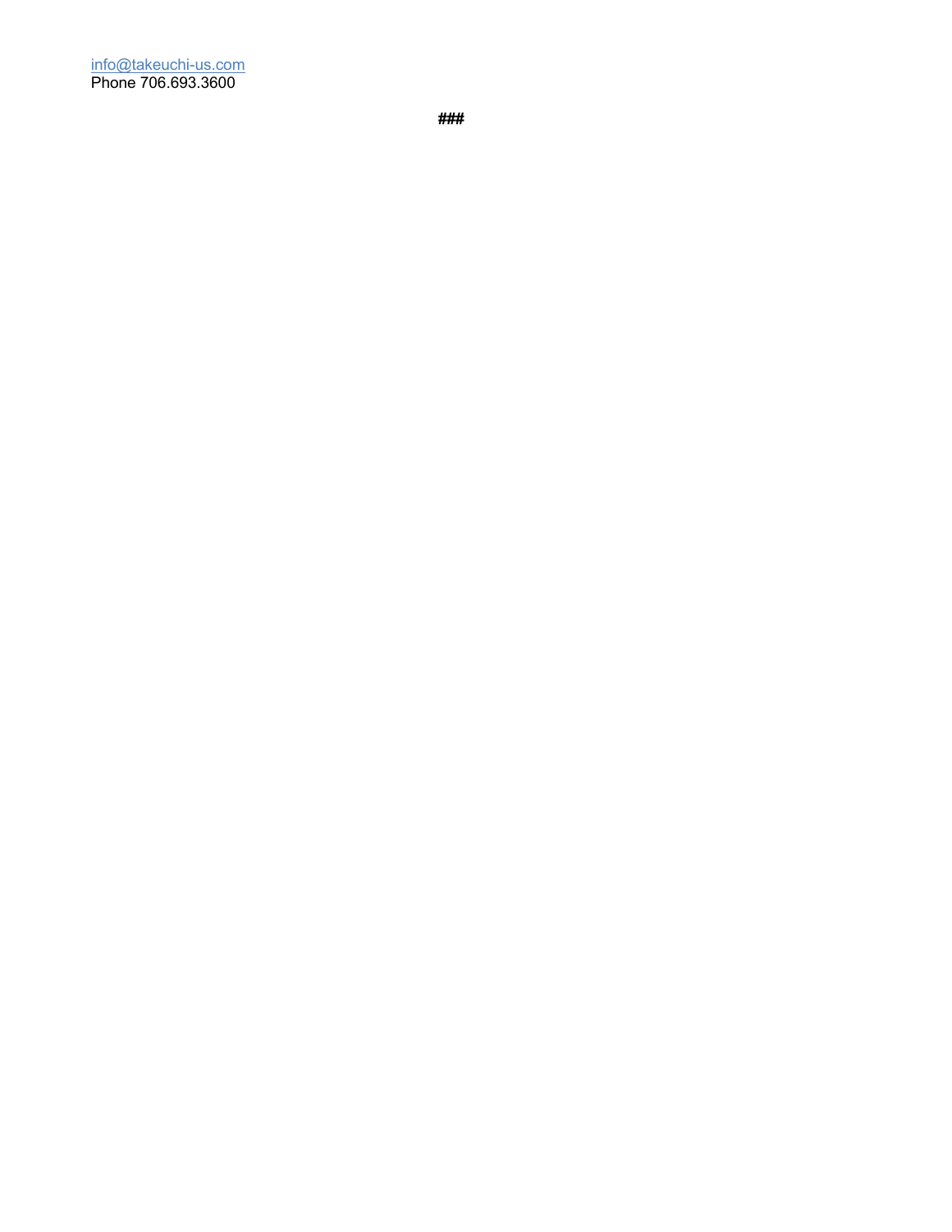info@takeuchi-us.com
Phone 706.693.3600

###